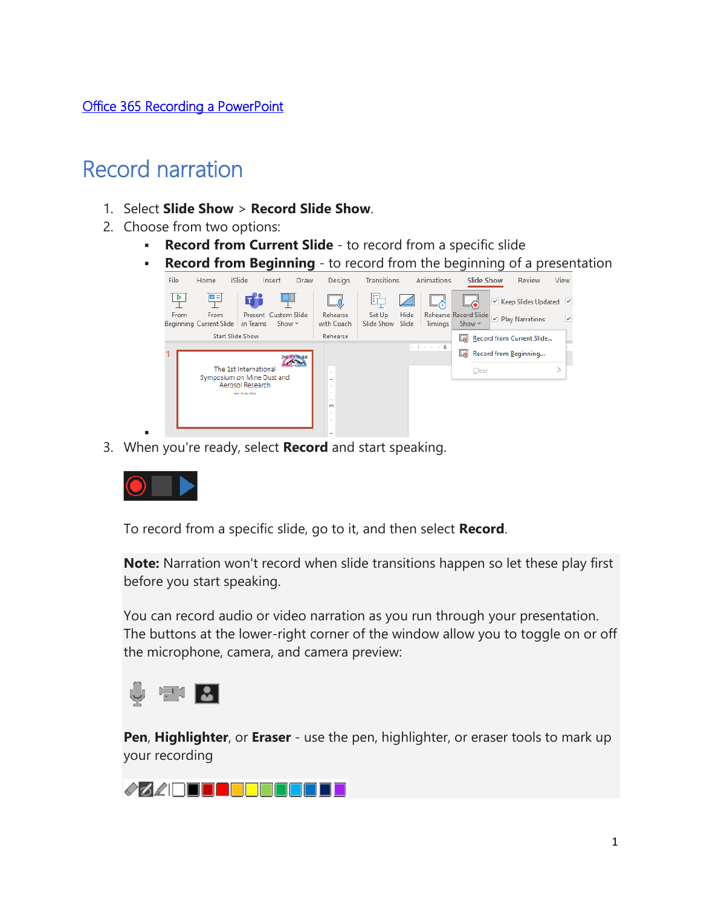[Office 365 Recording a PowerPoint]

# Record narration

1. Select **Slide Show** > **Record Slide Show**.
2. Choose from two options:
   - **Record from Current Slide** - to record from a specific slide
   - **Record from Beginning** - to record from the beginning of a presentation
3. When you're ready, select **Record** and start speaking.

To record from a specific slide, go to it, and then select **Record**.

**Note:** Narration won't record when slide transitions happen so let these play first before you start speaking.

You can record audio or video narration as you run through your presentation. The buttons at the lower-right corner of the window allow you to toggle on or off the microphone, camera, and camera preview:

**Pen**, **Highlighter**, or **Eraser** - use the pen, highlighter, or eraser tools to mark up your recording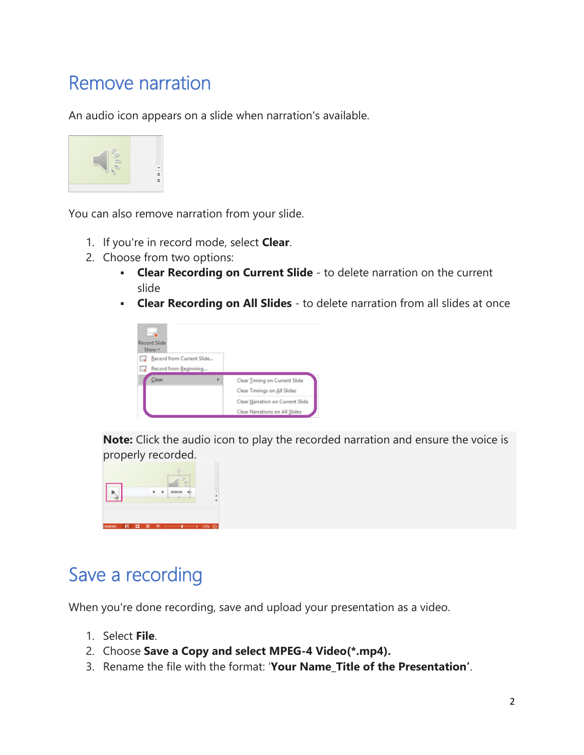## Remove narration

An audio icon appears on a slide when narration's available.

You can also remove narration from your slide.

1. If you're in record mode, select **Clear**.
2. Choose from two options:
   - **Clear Recording on Current Slide** - to delete narration on the current slide
   - **Clear Recording on All Slides** - to delete narration from all slides at once

**Note:** Click the audio icon to play the recorded narration and ensure the voice is properly recorded.

## Save a recording

When you're done recording, save and upload your presentation as a video.

1. Select **File**.
2. Choose **Save a Copy and select MPEG-4 Video(*.mp4).**
3. Rename the file with the format: '**Your Name_Title of the Presentation**'.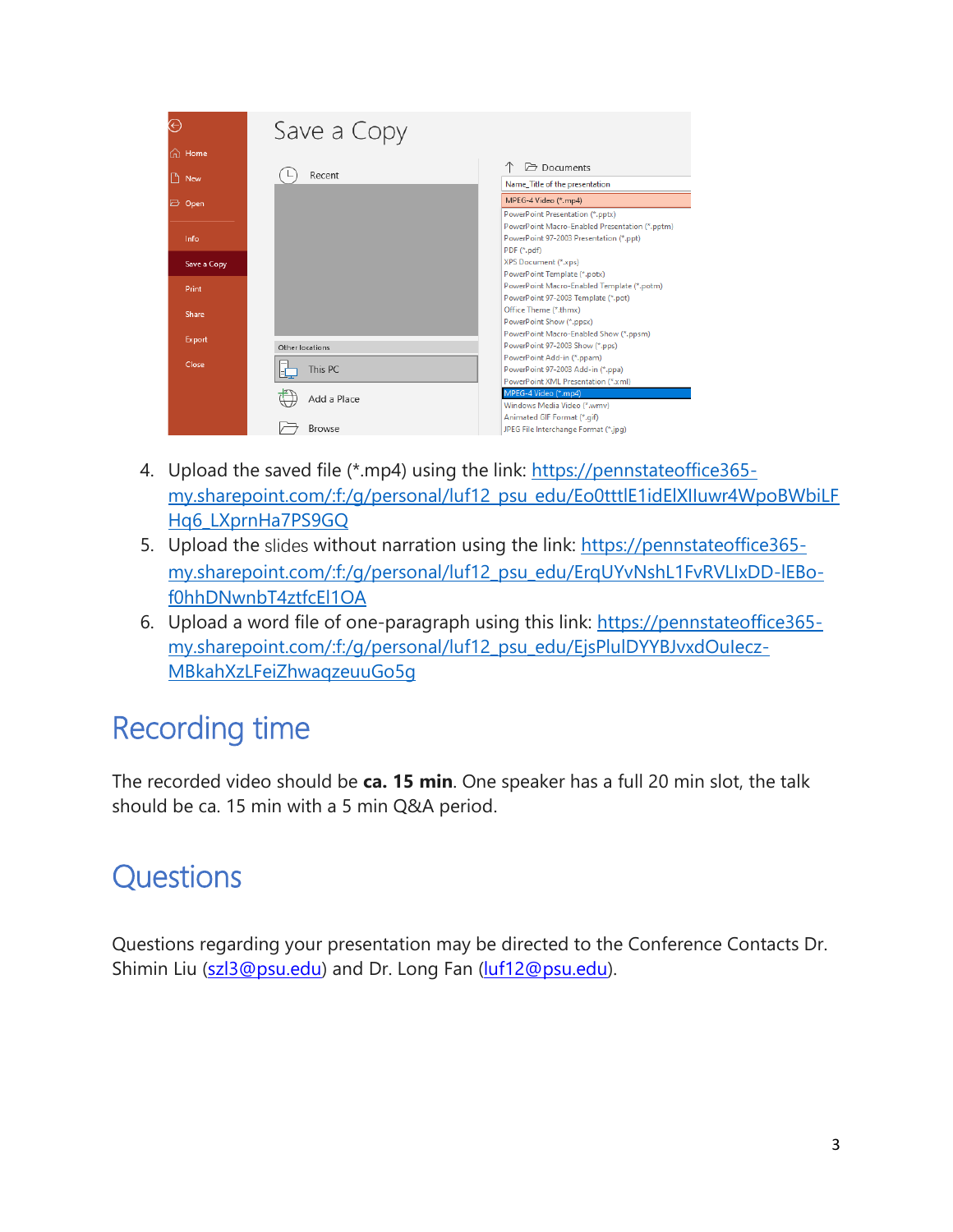4. Upload the saved file (*.mp4) using the link: https://pennstateoffice365-my.sharepoint.com/:f:/g/personal/luf12_psu_edu/Eo0tttlE1idElXIluwr4WpoBWbiLFHq6_LXprnHa7PS9GQ
5. Upload the slides without narration using the link: https://pennstateoffice365-my.sharepoint.com/:f:/g/personal/luf12_psu_edu/ErqUYvNshL1FvRVLIxDD-lEBo-f0hhDNwnbT4ztfcEl1OA
6. Upload a word file of one-paragraph using this link: https://pennstateoffice365-my.sharepoint.com/:f:/g/personal/luf12_psu_edu/EjsPluIDYYBJvxdOulecz-MBkahXzLFeiZhwaqzeuuGo5g

## Recording time

The recorded video should be **ca. 15 min**. One speaker has a full 20 min slot, the talk should be ca. 15 min with a 5 min Q&A period.

## Questions

Questions regarding your presentation may be directed to the Conference Contacts Dr. Shimin Liu (szl3@psu.edu) and Dr. Long Fan (luf12@psu.edu).